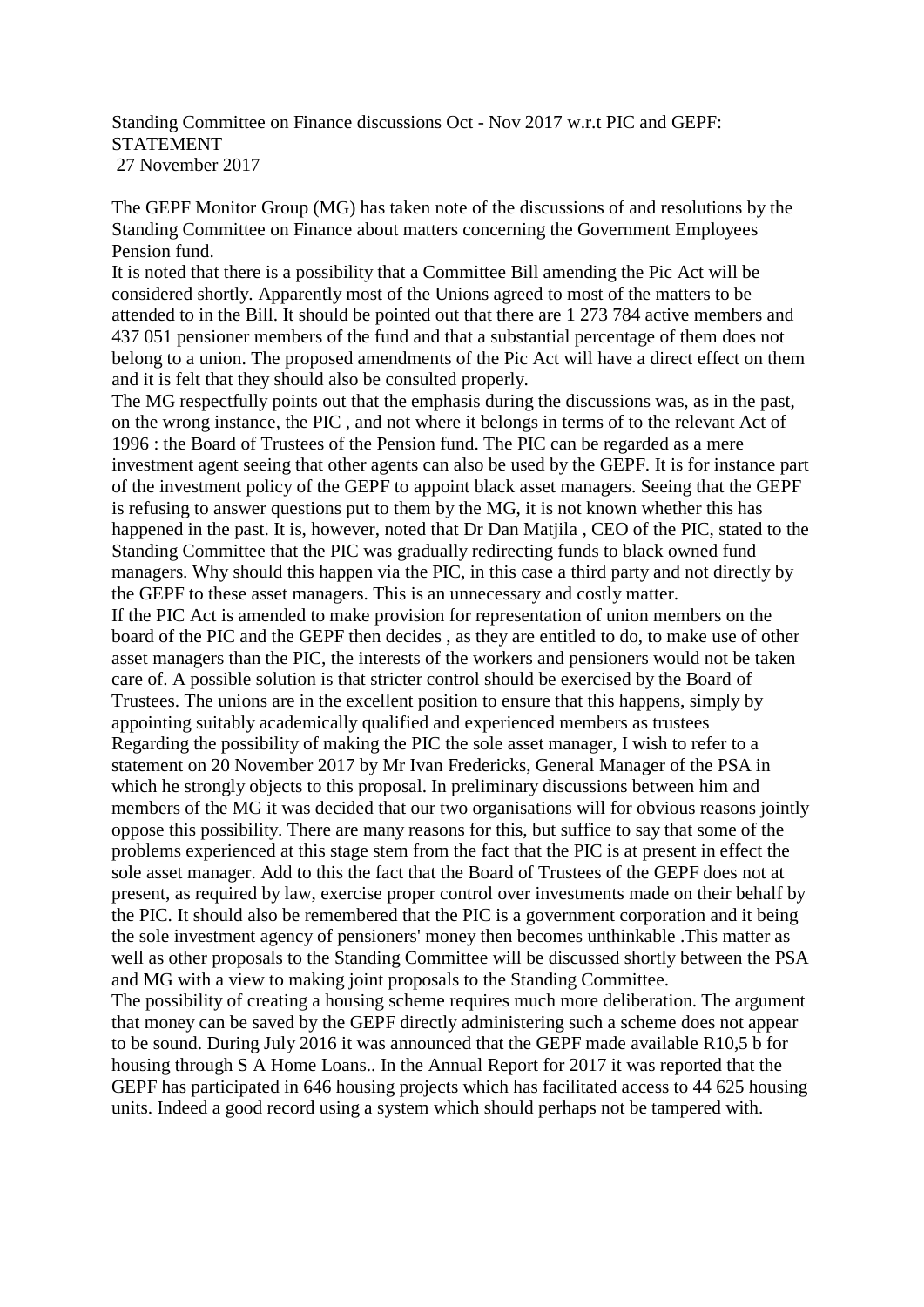Standing Committee on Finance discussions Oct - Nov 2017 w.r.t PIC and GEPF: STATEMENT
27 November 2017

The GEPF Monitor Group (MG) has taken note of the discussions of and resolutions by the Standing Committee on Finance about matters concerning the Government Employees Pension fund.

It is noted that there is a possibility that a Committee Bill amending the Pic Act will be considered shortly. Apparently most of the Unions agreed to most of the matters to be attended to in the Bill. It should be pointed out that there are 1 273 784 active members and 437 051 pensioner members of the fund and that a substantial percentage of them does not belong to a union. The proposed amendments of the Pic Act will have a direct effect on them and it is felt that they should also be consulted properly.

The MG respectfully points out that the emphasis during the discussions was, as in the past, on the wrong instance, the PIC , and not where it belongs in terms of to the relevant Act of 1996 : the Board of Trustees of the Pension fund. The PIC can be regarded as a mere investment agent seeing that other agents can also be used by the GEPF. It is for instance part of the investment policy of the GEPF to appoint black asset managers. Seeing that the GEPF is refusing to answer questions put to them by the MG, it is not known whether this has happened in the past. It is, however, noted that Dr Dan Matjila , CEO of the PIC, stated to the Standing Committee that the PIC was gradually redirecting funds to black owned fund managers. Why should this happen via the PIC, in this case a third party and not directly by the GEPF to these asset managers. This is an unnecessary and costly matter.

If the PIC Act is amended to make provision for representation of union members on the board of the PIC and the GEPF then decides , as they are entitled to do, to make use of other asset managers than the PIC, the interests of the workers and pensioners would not be taken care of. A possible solution is that stricter control should be exercised by the Board of Trustees. The unions are in the excellent position to ensure that this happens, simply by appointing suitably academically qualified and experienced members as trustees

Regarding the possibility of making the PIC the sole asset manager, I wish to refer to a statement on 20 November 2017 by Mr Ivan Fredericks, General Manager of the PSA in which he strongly objects to this proposal. In preliminary discussions between him and members of the MG it was decided that our two organisations will for obvious reasons jointly oppose this possibility. There are many reasons for this, but suffice to say that some of the problems experienced at this stage stem from the fact that the PIC is at present in effect the sole asset manager. Add to this the fact that the Board of Trustees of the GEPF does not at present, as required by law, exercise proper control over investments made on their behalf by the PIC. It should also be remembered that the PIC is a government corporation and it being the sole investment agency of pensioners' money then becomes unthinkable .This matter as well as other proposals to the Standing Committee will be discussed shortly between the PSA and MG with a view to making joint proposals to the Standing Committee.

The possibility of creating a housing scheme requires much more deliberation. The argument that money can be saved by the GEPF directly administering such a scheme does not appear to be sound. During July 2016 it was announced that the GEPF made available R10,5 b for housing through S A Home Loans.. In the Annual Report for 2017 it was reported that the GEPF has participated in 646 housing projects which has facilitated access to 44 625 housing units. Indeed a good record using a system which should perhaps not be tampered with.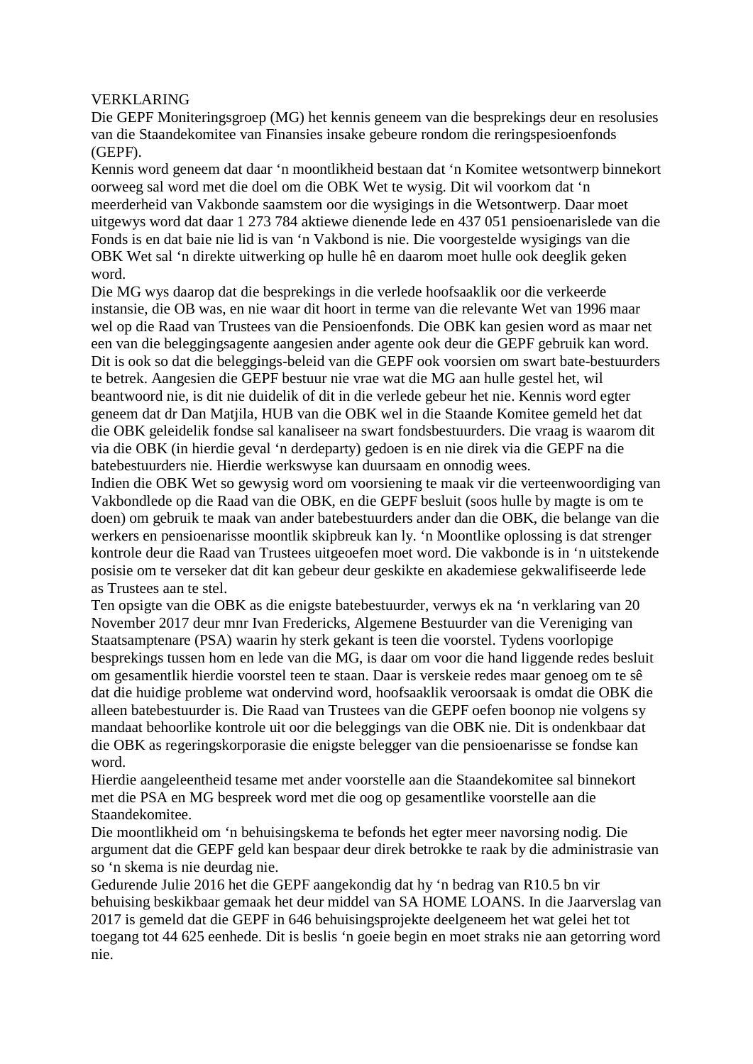VERKLARING

Die GEPF Moniteringsgroep (MG) het kennis geneem van die besprekings deur en resolusies van die Staandekomitee van Finansies insake gebeure rondom die reringspesioenfonds (GEPF).

Kennis word geneem dat daar ‘n moontlikheid bestaan dat ‘n Komitee wetsontwerp binnekort oorweeg sal word met die doel om die OBK Wet te wysig. Dit wil voorkom dat ‘n meerderheid van Vakbonde saamstem oor die wysigings in die Wetsontwerp. Daar moet uitgewys word dat daar 1 273 784 aktiewe dienende lede en 437 051 pensioenarislede van die Fonds is en dat baie nie lid is van ‘n Vakbond is nie. Die voorgestelde wysigings van die OBK Wet sal ‘n direkte uitwerking op hulle hê en daarom moet hulle ook deeglik geken word.

Die MG wys daarop dat die besprekings in die verlede hoofsaaklik oor die verkeerde instansie, die OB was, en nie waar dit hoort in terme van die relevante Wet van 1996 maar wel op die Raad van Trustees van die Pensioenfonds. Die OBK kan gesien word as maar net een van die beleggingsagente aangesien ander agente ook deur die GEPF gebruik kan word. Dit is ook so dat die beleggings-beleid van die GEPF ook voorsien om swart bate-bestuurders te betrek. Aangesien die GEPF bestuur nie vrae wat die MG aan hulle gestel het, wil beantwoord nie, is dit nie duidelik of dit in die verlede gebeur het nie. Kennis word egter geneem dat dr Dan Matjila, HUB van die OBK wel in die Staande Komitee gemeld het dat die OBK geleidelik fondse sal kanaliseer na swart fondsbestuurders. Die vraag is waarom dit via die OBK (in hierdie geval ‘n derdeparty) gedoen is en nie direk via die GEPF na die batebestuurders nie. Hierdie werkswyse kan duursaam en onnodig wees.

Indien die OBK Wet so gewysig word om voorsiening te maak vir die verteenwoordiging van Vakbondlede op die Raad van die OBK, en die GEPF besluit (soos hulle by magte is om te doen) om gebruik te maak van ander batebestuurders ander dan die OBK, die belange van die werkers en pensioenarisse moontlik skipbreuk kan ly. ‘n Moontlike oplossing is dat strenger kontrole deur die Raad van Trustees uitgeoefen moet word. Die vakbonde is in ‘n uitstekende posisie om te verseker dat dit kan gebeur deur geskikte en akademiese gekwalifiseerde lede as Trustees aan te stel.

Ten opsigte van die OBK as die enigste batebestuurder, verwys ek na ‘n verklaring van 20 November 2017 deur mnr Ivan Fredericks, Algemene Bestuurder van die Vereniging van Staatsamptenare (PSA) waarin hy sterk gekant is teen die voorstel. Tydens voorlopige besprekings tussen hom en lede van die MG, is daar om voor die hand liggende redes besluit om gesamentlik hierdie voorstel teen te staan. Daar is verskeie redes maar genoeg om te sê dat die huidige probleme wat ondervind word, hoofsaaklik veroorsaak is omdat die OBK die alleen batebestuurder is. Die Raad van Trustees van die GEPF oefen boonop nie volgens sy mandaat behoorlike kontrole uit oor die beleggings van die OBK nie. Dit is ondenkbaar dat die OBK as regeringskorporasie die enigste belegger van die pensioenarisse se fondse kan word.

Hierdie aangeleentheid tesame met ander voorstelle aan die Staandekomitee sal binnekort met die PSA en MG bespreek word met die oog op gesamentlike voorstelle aan die Staandekomitee.

Die moontlikheid om ‘n behuisingskema te befonds het egter meer navorsing nodig. Die argument dat die GEPF geld kan bespaar deur direk betrokke te raak by die administrasie van so ‘n skema is nie deurdag nie.

Gedurende Julie 2016 het die GEPF aangekondig dat hy ‘n bedrag van R10.5 bn vir behuising beskikbaar gemaak het deur middel van SA HOME LOANS. In die Jaarverslag van 2017 is gemeld dat die GEPF in 646 behuisingsprojekte deelgeneem het wat gelei het tot toegang tot 44 625 eenhede. Dit is beslis ‘n goeie begin en moet straks nie aan getorring word nie.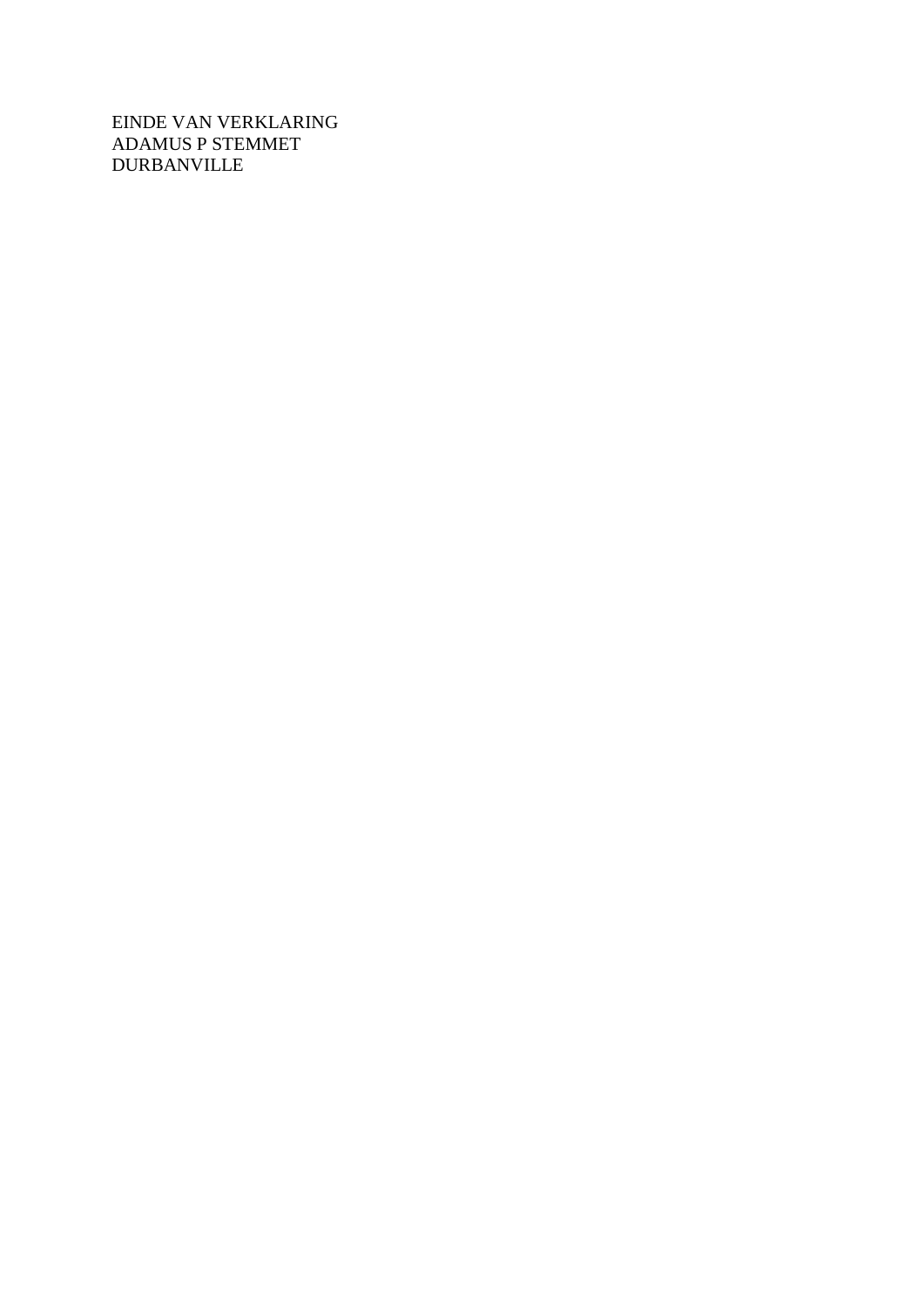EINDE VAN VERKLARING
ADAMUS P STEMMET
DURBANVILLE